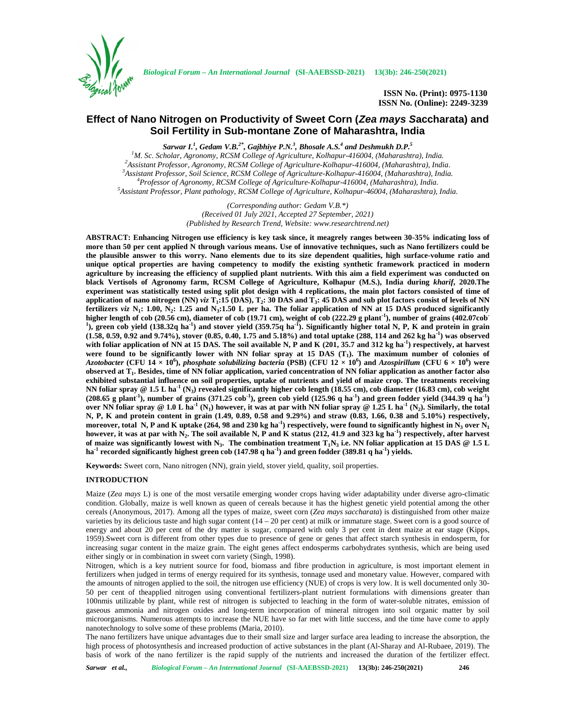# Effect of Nano Nitrogen on Productivity of Sweet Corn (*Zea mays S*accharata) and Soil Fertility in Sub-montane Zone of Maharashtra, India

***Sarwar I.[1], Gedam V.B.[2*], Gajbhiye P.N.[3], Bhosale A.S.[4] and Deshmukh D.P.[5]***

[1]*M. Sc. Scholar, Agronomy, RCSM College of Agriculture, Kolhapur-416004, (Maharashtra), India.*
[2]*Assistant Professor, Agronomy, RCSM College of Agriculture-Kolhapur-416004, (Maharashtra), India.*
[3]*Assistant Professor, Soil Science, RCSM College of Agriculture-Kolhapur-416004, (Maharashtra), India.*
[4]*Professor of Agronomy, RCSM College of Agriculture-Kolhapur-416004, (Maharashtra), India.*
[5]*Assistant Professor, Plant pathology, RCSM College of Agriculture, Kolhapur-46004, (Maharashtra), India.*

*(Corresponding author: Gedam V.B.\*)*
*(Received 01 July 2021, Accepted 27 September, 2021)*
*(Published by Research Trend, Website: www.researchtrend.net)*

**ABSTRACT: Enhancing Nitrogen use efficiency is key task since, it meagrely ranges between 30-35% indicating loss of more than 50 per cent applied N through various means. Use of innovative techniques, such as Nano fertilizers could be the plausible answer to this worry. Nano elements due to its size dependent qualities, high surface-volume ratio and unique optical properties are having competency to modify the existing synthetic framework practiced in modern agriculture by increasing the efficiency of supplied plant nutrients. With this aim a field experiment was conducted on black Vertisols of Agronomy farm, RCSM College of Agriculture, Kolhapur (M.S.), India during *kharif*, 2020.The experiment was statistically tested using split plot design with 4 replications, the main plot factors consisted of time of application of nano nitrogen (NN) *viz* $T_1$:15 (DAS), $T_2$: 30 DAS and $T_3$: 45 DAS and sub plot factors consist of levels of NN fertilizers *viz* $N_1$: 1.00, $N_2$: 1.25 and $N_3$:1.50 L per ha. The foliar application of NN at 15 DAS produced significantly higher length of cob (20.56 cm), diameter of cob (19.71 cm), weight of cob (222.29 g plant$^{-1}$), number of grains (402.07cob$^{-1}$), green cob yield (138.32q ha$^{-1}$) and stover yield (359.75q ha$^{-1}$). Significantly higher total N, P, K and protein in grain (1.58, 0.59, 0.92 and 9.74%), stover (0.85, 0.40, 1.75 and 5.18%) and total uptake (288, 114 and 262 kg ha$^{-1}$) was observed with foliar application of NN at 15 DAS. The soil available N, P and K (201, 35.7 and 312 kg ha$^{-1}$) respectively, at harvest were found to be significantly lower with NN foliar spray at 15 DAS ($T_1$). The maximum number of colonies of *Azotobacter* (CFU 14 × $10^6$), *phosphate solubilizing bacteria* (PSB) (CFU 12 × $10^6$) and *Azospirillum* (CFU 6 × $10^6$) were observed at $T_1$. Besides, time of NN foliar application, varied concentration of NN foliar application as another factor also exhibited substantial influence on soil properties, uptake of nutrients and yield of maize crop. The treatments receiving NN foliar spray @ 1.5 L ha$^{-1}$ ($N_3$) revealed significantly higher cob length (18.55 cm), cob diameter (16.83 cm), cob weight (208.65 g plant$^{-1}$), number of grains (371.25 cob$^{-1}$), green cob yield (125.96 q ha$^{-1}$) and green fodder yield (344.39 q ha$^{-1}$) over NN foliar spray @ 1.0 L ha$^{-1}$ ($N_1$) however, it was at par with NN foliar spray @ 1.25 L ha$^{-1}$ ($N_2$). Similarly, the total N, P, K and protein content in grain (1.49, 0.89, 0.58 and 9.29%) and straw (0.83, 1.66, 0.38 and 5.10%) respectively, moreover, total N, P and K uptake (264, 98 and 230 kg ha$^{-1}$) respectively, were found to significantly highest in $N_3$ over $N_1$ however, it was at par with $N_2$. The soil available N, P and K status (212, 41.9 and 323 kg ha$^{-1}$) respectively, after harvest of maize was significantly lowest with $N_3$. The combination treatment $T_1N_3$ i.e. NN foliar application at 15 DAS @ 1.5 L ha$^{-1}$ recorded significantly highest green cob (147.98 q ha$^{-1}$) and green fodder (389.81 q ha$^{-1}$) yields.**

**Keywords:** Sweet corn, Nano nitrogen (NN), grain yield, stover yield, quality, soil properties.

## INTRODUCTION

Maize (*Zea mays* L) is one of the most versatile emerging wonder crops having wider adaptability under diverse agro-climatic condition. Globally, maize is well known as queen of cereals because it has the highest genetic yield potential among the other cereals (Anonymous, 2017). Among all the types of maize, sweet corn (*Zea mays saccharata*) is distinguished from other maize varieties by its delicious taste and high sugar content (14 – 20 per cent) at milk or immature stage. Sweet corn is a good source of energy and about 20 per cent of the dry matter is sugar, compared with only 3 per cent in dent maize at ear stage (Kipps, 1959).Sweet corn is different from other types due to presence of gene or genes that affect starch synthesis in endosperm, for increasing sugar content in the maize grain. The eight genes affect endosperms carbohydrates synthesis, which are being used either singly or in combination in sweet corn variety (Singh, 1998).

Nitrogen, which is a key nutrient source for food, biomass and fibre production in agriculture, is most important element in fertilizers when judged in terms of energy required for its synthesis, tonnage used and monetary value. However, compared with the amounts of nitrogen applied to the soil, the nitrogen use efficiency (NUE) of crops is very low. It is well documented only 30-50 per cent of theapplied nitrogen using conventional fertilizers-plant nutrient formulations with dimensions greater than 100nmis utilizable by plant, while rest of nitrogen is subjected to leaching in the form of water-soluble nitrates, emission of gaseous ammonia and nitrogen oxides and long-term incorporation of mineral nitrogen into soil organic matter by soil microorganisms. Numerous attempts to increase the NUE have so far met with little success, and the time have come to apply nanotechnology to solve some of these problems (Maria, 2010).

The nano fertilizers have unique advantages due to their small size and larger surface area leading to increase the absorption, the high process of photosynthesis and increased production of active substances in the plant (Al-Sharay and Al-Rubaee, 2019). The basis of work of the nano fertilizer is the rapid supply of the nutrients and increased the duration of the fertilizer effect.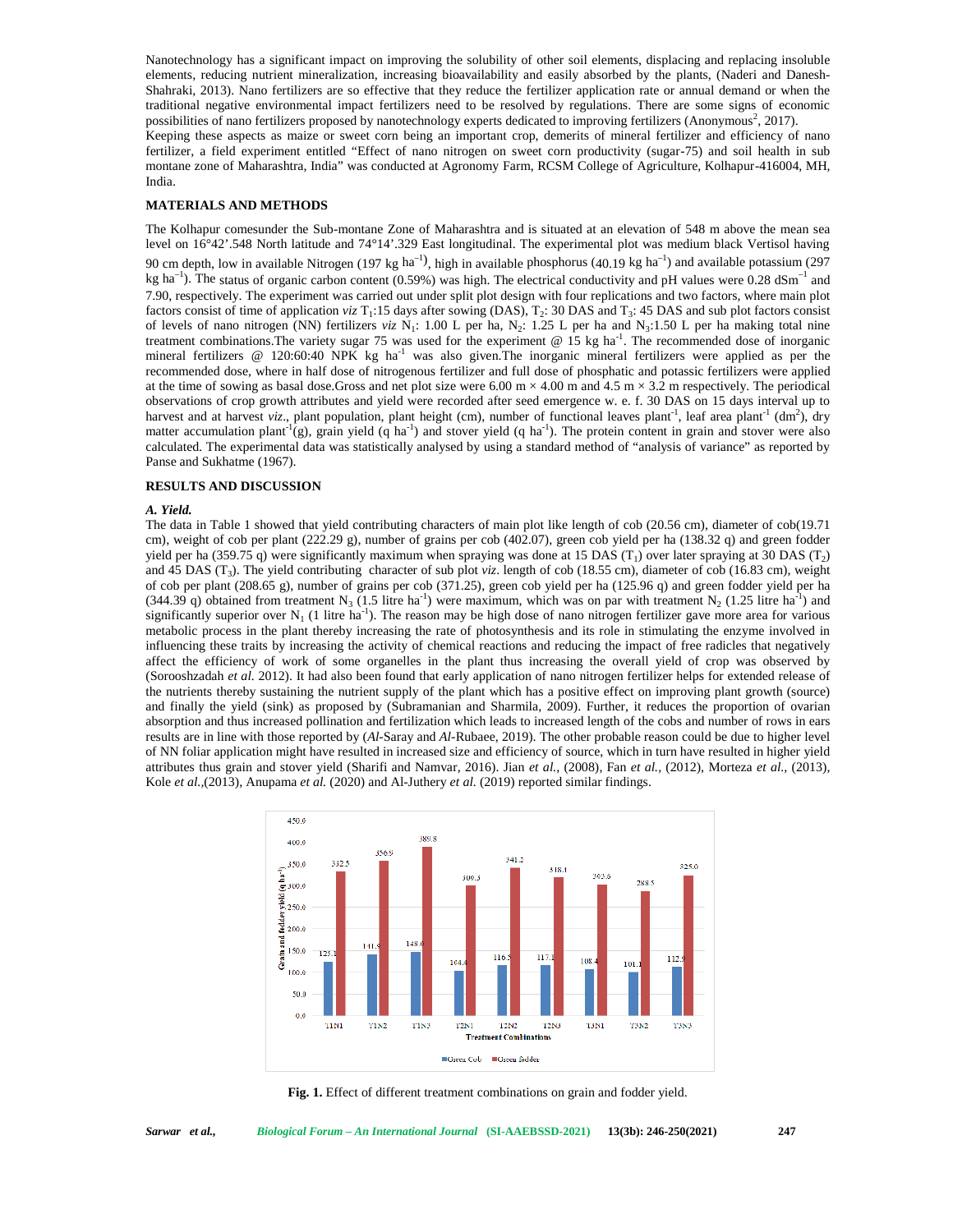Nanotechnology has a significant impact on improving the solubility of other soil elements, displacing and replacing insoluble elements, reducing nutrient mineralization, increasing bioavailability and easily absorbed by the plants, (Naderi and Danesh-Shahraki, 2013). Nano fertilizers are so effective that they reduce the fertilizer application rate or annual demand or when the traditional negative environmental impact fertilizers need to be resolved by regulations. There are some signs of economic possibilities of nano fertilizers proposed by nanotechnology experts dedicated to improving fertilizers (Anonymous[2], 2017).

Keeping these aspects as maize or sweet corn being an important crop, demerits of mineral fertilizer and efficiency of nano fertilizer, a field experiment entitled "Effect of nano nitrogen on sweet corn productivity (sugar-75) and soil health in sub montane zone of Maharashtra, India" was conducted at Agronomy Farm, RCSM College of Agriculture, Kolhapur-416004, MH, India.

## MATERIALS AND METHODS

The Kolhapur comesunder the Sub-montane Zone of Maharashtra and is situated at an elevation of 548 m above the mean sea level on 16°42'.548 North latitude and 74°14'.329 East longitudinal. The experimental plot was medium black Vertisol having 90 cm depth, low in available Nitrogen (197 kg $ha^{-1}$), high in available phosphorus (40.19 kg $ha^{-1}$) and available potassium (297 kg $ha^{-1}$). The status of organic carbon content (0.59%) was high. The electrical conductivity and pH values were 0.28 $dSm^{-1}$ and 7.90, respectively. The experiment was carried out under split plot design with four replications and two factors, where main plot factors consist of time of application *viz* $T_1$:15 days after sowing (DAS), $T_2$: 30 DAS and $T_3$: 45 DAS and sub plot factors consist of levels of nano nitrogen (NN) fertilizers *viz* $N_1$: 1.00 L per ha, $N_2$: 1.25 L per ha and $N_3$:1.50 L per ha making total nine treatment combinations.The variety sugar 75 was used for the experiment @ 15 kg $ha^{-1}$. The recommended dose of inorganic mineral fertilizers @ 120:60:40 NPK kg $ha^{-1}$ was also given.The inorganic mineral fertilizers were applied as per the recommended dose, where in half dose of nitrogenous fertilizer and full dose of phosphatic and potassic fertilizers were applied at the time of sowing as basal dose.Gross and net plot size were 6.00 m × 4.00 m and 4.5 m × 3.2 m respectively. The periodical observations of crop growth attributes and yield were recorded after seed emergence w. e. f. 30 DAS on 15 days interval up to harvest and at harvest *viz*., plant population, plant height (cm), number of functional leaves $plant^{-1}$, leaf area $plant^{-1}$ ($dm^2$), dry matter accumulation $plant^{-1}$(g), grain yield (q $ha^{-1}$) and stover yield (q $ha^{-1}$). The protein content in grain and stover were also calculated. The experimental data was statistically analysed by using a standard method of "analysis of variance" as reported by Panse and Sukhatme (1967).

## RESULTS AND DISCUSSION

### *A. Yield.*

The data in Table 1 showed that yield contributing characters of main plot like length of cob (20.56 cm), diameter of cob(19.71 cm), weight of cob per plant (222.29 g), number of grains per cob (402.07), green cob yield per ha (138.32 q) and green fodder yield per ha (359.75 q) were significantly maximum when spraying was done at 15 DAS ($T_1$) over later spraying at 30 DAS ($T_2$) and 45 DAS ($T_3$). The yield contributing character of sub plot *viz*. length of cob (18.55 cm), diameter of cob (16.83 cm), weight of cob per plant (208.65 g), number of grains per cob (371.25), green cob yield per ha (125.96 q) and green fodder yield per ha (344.39 q) obtained from treatment $N_3$ (1.5 litre $ha^{-1}$) were maximum, which was on par with treatment $N_2$ (1.25 litre $ha^{-1}$) and significantly superior over $N_1$ (1 litre $ha^{-1}$). The reason may be high dose of nano nitrogen fertilizer gave more area for various metabolic process in the plant thereby increasing the rate of photosynthesis and its role in stimulating the enzyme involved in influencing these traits by increasing the activity of chemical reactions and reducing the impact of free radicles that negatively affect the efficiency of work of some organelles in the plant thus increasing the overall yield of crop was observed by (Sorooshzadah *et al.* 2012). It had also been found that early application of nano nitrogen fertilizer helps for extended release of the nutrients thereby sustaining the nutrient supply of the plant which has a positive effect on improving plant growth (source) and finally the yield (sink) as proposed by (Subramanian and Sharmila, 2009). Further, it reduces the proportion of ovarian absorption and thus increased pollination and fertilization which leads to increased length of the cobs and number of rows in ears results are in line with those reported by (*Al*-Saray and *Al*-Rubaee, 2019). The other probable reason could be due to higher level of NN foliar application might have resulted in increased size and efficiency of source, which in turn have resulted in higher yield attributes thus grain and stover yield (Sharifi and Namvar, 2016). Jian *et al.*, (2008), Fan *et al.*, (2012), Morteza *et al.*, (2013), Kole *et al.*,(2013), Anupama *et al.* (2020) and Al-Juthery *et al.* (2019) reported similar findings.

| Treatment Combinations | Green Cob (q $ha^{-1}$) | Green fodder (q $ha^{-1}$) |
|---|---|---|
| T1N1 | 125.1 | 332.5 |
| T1N2 | 141.9 | 356.9 |
| T1N3 | 148.0 | 389.8 |
| T2N1 | 104.4 | 300.3 |
| T2N2 | 116.5 | 341.2 |
| T2N3 | 117.1 | 318.1 |
| T3N1 | 108.4 | 303.6 |
| T3N2 | 101.1 | 288.5 |
| T3N3 | 112.9 | 325.0 |

**Fig. 1.** Effect of different treatment combinations on grain and fodder yield.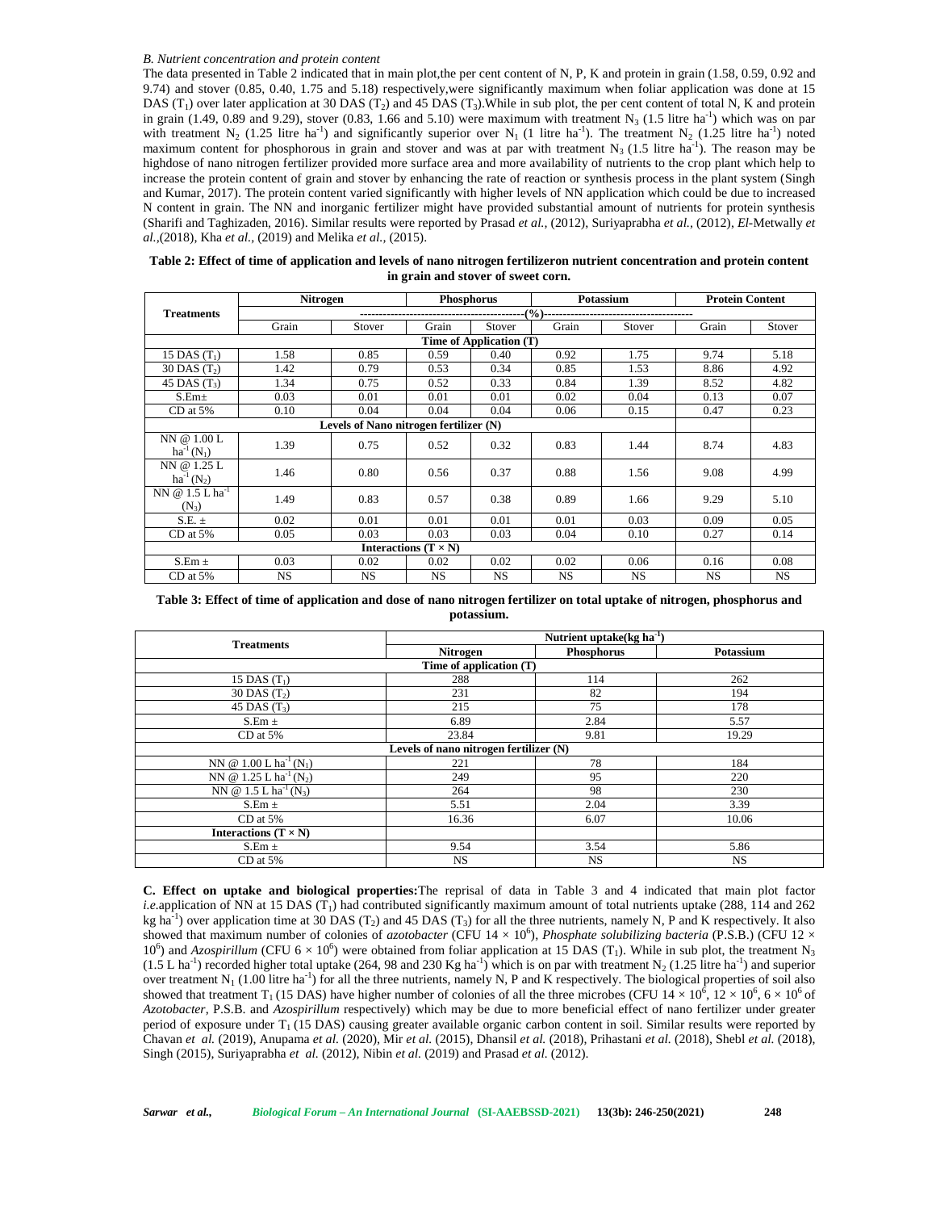### *B. Nutrient concentration and protein content*

The data presented in Table 2 indicated that in main plot,the per cent content of N, P, K and protein in grain (1.58, 0.59, 0.92 and 9.74) and stover (0.85, 0.40, 1.75 and 5.18) respectively,were significantly maximum when foliar application was done at 15 DAS ($T_1$) over later application at 30 DAS ($T_2$) and 45 DAS ($T_3$).While in sub plot, the per cent content of total N, K and protein in grain (1.49, 0.89 and 9.29), stover (0.83, 1.66 and 5.10) were maximum with treatment $N_3$ (1.5 litre ha$^{-1}$) which was on par with treatment $N_2$ (1.25 litre ha$^{-1}$) and significantly superior over $N_1$ (1 litre ha$^{-1}$). The treatment $N_2$ (1.25 litre ha$^{-1}$) noted maximum content for phosphorous in grain and stover and was at par with treatment $N_3$ (1.5 litre ha$^{-1}$). The reason may be highdose of nano nitrogen fertilizer provided more surface area and more availability of nutrients to the crop plant which help to increase the protein content of grain and stover by enhancing the rate of reaction or synthesis process in the plant system (Singh and Kumar, 2017). The protein content varied significantly with higher levels of NN application which could be due to increased N content in grain. The NN and inorganic fertilizer might have provided substantial amount of nutrients for protein synthesis (Sharifi and Taghizaden, 2016). Similar results were reported by Prasad *et al.*, (2012), Suriyaprabha *et al.*, (2012), *El*-Metwally *et al.*,(2018), Kha *et al.*, (2019) and Melika *et al.*, (2015).

**Table 2: Effect of time of application and levels of nano nitrogen fertilizeron nutrient concentration and protein content in grain and stover of sweet corn.**

| Treatments | Nitrogen | | Phosphorus | | Potassium | | Protein Content | |
|---|---|---|---|---|---|---|---|---|
| | (%) | | | | | | | |
| | Grain | Stover | Grain | Stover | Grain | Stover | Grain | Stover |
| **Time of Application (T)** | | | | | | | | |
| 15 DAS ($T_1$) | 1.58 | 0.85 | 0.59 | 0.40 | 0.92 | 1.75 | 9.74 | 5.18 |
| 30 DAS ($T_2$) | 1.42 | 0.79 | 0.53 | 0.34 | 0.85 | 1.53 | 8.86 | 4.92 |
| 45 DAS ($T_3$) | 1.34 | 0.75 | 0.52 | 0.33 | 0.84 | 1.39 | 8.52 | 4.82 |
| S.Em± | 0.03 | 0.01 | 0.01 | 0.01 | 0.02 | 0.04 | 0.13 | 0.07 |
| CD at 5% | 0.10 | 0.04 | 0.04 | 0.04 | 0.06 | 0.15 | 0.47 | 0.23 |
| **Levels of Nano nitrogen fertilizer (N)** | | | | | | | | |
| NN @ 1.00 L ha$^{-1}$ ($N_1$) | 1.39 | 0.75 | 0.52 | 0.32 | 0.83 | 1.44 | 8.74 | 4.83 |
| NN @ 1.25 L ha$^{-1}$ ($N_2$) | 1.46 | 0.80 | 0.56 | 0.37 | 0.88 | 1.56 | 9.08 | 4.99 |
| NN @ 1.5 L ha$^{-1}$ ($N_3$) | 1.49 | 0.83 | 0.57 | 0.38 | 0.89 | 1.66 | 9.29 | 5.10 |
| S.E. ± | 0.02 | 0.01 | 0.01 | 0.01 | 0.01 | 0.03 | 0.09 | 0.05 |
| CD at 5% | 0.05 | 0.03 | 0.03 | 0.03 | 0.04 | 0.10 | 0.27 | 0.14 |
| **Interactions (T × N)** | | | | | | | | |
| S.Em ± | 0.03 | 0.02 | 0.02 | 0.02 | 0.02 | 0.06 | 0.16 | 0.08 |
| CD at 5% | NS | NS | NS | NS | NS | NS | NS | NS |

**Table 3: Effect of time of application and dose of nano nitrogen fertilizer on total uptake of nitrogen, phosphorus and potassium.**

| Treatments | Nutrient uptake(kg ha$^{-1}$) | | |
|---|---|---|---|
| | Nitrogen | Phosphorus | Potassium |
| **Time of application (T)** | | | |
| 15 DAS ($T_1$) | 288 | 114 | 262 |
| 30 DAS ($T_2$) | 231 | 82 | 194 |
| 45 DAS ($T_3$) | 215 | 75 | 178 |
| S.Em ± | 6.89 | 2.84 | 5.57 |
| CD at 5% | 23.84 | 9.81 | 19.29 |
| **Levels of nano nitrogen fertilizer (N)** | | | |
| NN @ 1.00 L ha$^{-1}$ ($N_1$) | 221 | 78 | 184 |
| NN @ 1.25 L ha$^{-1}$ ($N_2$) | 249 | 95 | 220 |
| NN @ 1.5 L ha$^{-1}$ ($N_3$) | 264 | 98 | 230 |
| S.Em ± | 5.51 | 2.04 | 3.39 |
| CD at 5% | 16.36 | 6.07 | 10.06 |
| **Interactions (T × N)** | | | |
| S.Em ± | 9.54 | 3.54 | 5.86 |
| CD at 5% | NS | NS | NS |

**C. Effect on uptake and biological properties:**The reprisal of data in Table 3 and 4 indicated that main plot factor *i.e.*application of NN at 15 DAS ($T_1$) had contributed significantly maximum amount of total nutrients uptake (288, 114 and 262 kg ha$^{-1}$) over application time at 30 DAS ($T_2$) and 45 DAS ($T_3$) for all the three nutrients, namely N, P and K respectively. It also showed that maximum number of colonies of *azotobacter* (CFU $14 \times 10^6$), *Phosphate solubilizing bacteria* (P.S.B.) (CFU $12 \times 10^6$) and *Azospirillum* (CFU $6 \times 10^6$) were obtained from foliar application at 15 DAS ($T_1$). While in sub plot, the treatment $N_3$ (1.5 L ha$^{-1}$) recorded higher total uptake (264, 98 and 230 Kg ha$^{-1}$) which is on par with treatment $N_2$ (1.25 litre ha$^{-1}$) and superior over treatment $N_1$ (1.00 litre ha$^{-1}$) for all the three nutrients, namely N, P and K respectively. The biological properties of soil also showed that treatment $T_1$ (15 DAS) have higher number of colonies of all the three microbes (CFU $14 \times 10^6$, $12 \times 10^6$, $6 \times 10^6$ of *Azotobacter*, P.S.B. and *Azospirillum* respectively) which may be due to more beneficial effect of nano fertilizer under greater period of exposure under $T_1$ (15 DAS) causing greater available organic carbon content in soil. Similar results were reported by Chavan *et al.* (2019), Anupama *et al.* (2020), Mir *et al.* (2015), Dhansil *et al.* (2018), Prihastani *et al.* (2018), Shebl *et al.* (2018), Singh (2015), Suriyaprabha *et al.* (2012), Nibin *et al.* (2019) and Prasad *et al.* (2012).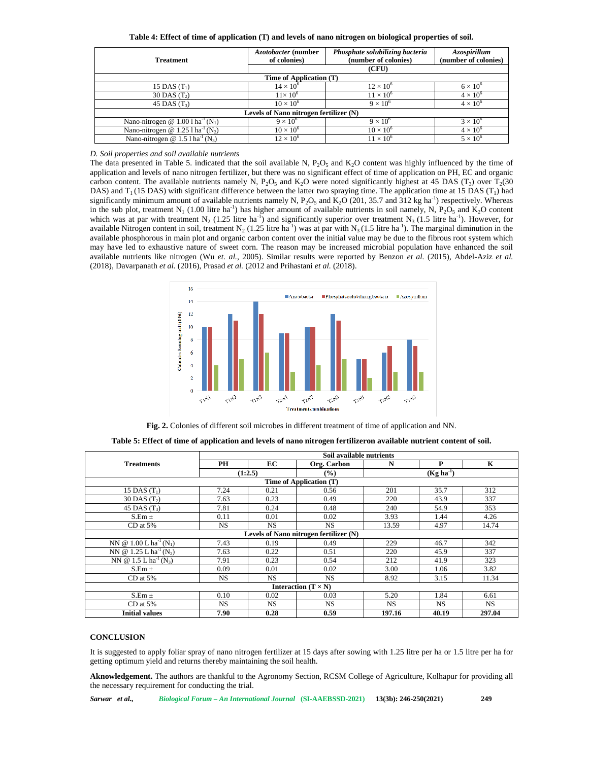**Table 4: Effect of time of application (T) and levels of nano nitrogen on biological properties of soil.**

| Treatment | *Azotobacter* (number of colonies) | *Phosphate solubilizing bacteria* (number of colonies) | *Azospirillum* (number of colonies) |
|---|---|---|---|
| | (CFU) | | |
| **Time of Application (T)** | | | |
| 15 DAS ($T_1$) | $14 \times 10^6$ | $12 \times 10^6$ | $6 \times 10^6$ |
| 30 DAS ($T_2$) | $11 \times 10^6$ | $11 \times 10^6$ | $4 \times 10^6$ |
| 45 DAS ($T_3$) | $10 \times 10^6$ | $9 \times 10^6$ | $4 \times 10^6$ |
| **Levels of Nano nitrogen fertilizer (N)** | | | |
| Nano-nitrogen @ 1.00 l $ha^{-1}$ ($N_1$) | $9 \times 10^6$ | $9 \times 10^6$ | $3 \times 10^6$ |
| Nano-nitrogen @ 1.25 l $ha^{-1}$ ($N_2$) | $10 \times 10^6$ | $10 \times 10^6$ | $4 \times 10^6$ |
| Nano-nitrogen @ 1.5 l $ha^{-1}$ ($N_3$) | $12 \times 10^6$ | $11 \times 10^6$ | $5 \times 10^6$ |

*D. Soil properties and soil available nutrients*

The data presented in Table 5. indicated that the soil available N, $P_2O_5$ and $K_2O$ content was highly influenced by the time of application and levels of nano nitrogen fertilizer, but there was no significant effect of time of application on PH, EC and organic carbon content. The available nutrients namely N, $P_2O_5$ and $K_2O$ were noted significantly highest at 45 DAS ($T_3$) over $T_2$(30 DAS) and $T_1$ (15 DAS) with significant difference between the latter two spraying time. The application time at 15 DAS ($T_1$) had significantly minimum amount of available nutrients namely N, $P_2O_5$ and $K_2O$ (201, 35.7 and 312 kg $ha^{-1}$) respectively. Whereas in the sub plot, treatment $N_1$ (1.00 litre $ha^{-1}$) has higher amount of available nutrients in soil namely, N, $P_2O_5$ and $K_2O$ content which was at par with treatment $N_2$ (1.25 litre $ha^{-1}$) and significantly superior over treatment $N_3$ (1.5 litre $ha^{-1}$). However, for available Nitrogen content in soil, treatment $N_2$ (1.25 litre $ha^{-1}$) was at par with $N_3$ (1.5 litre $ha^{-1}$). The marginal diminution in the available phosphorous in main plot and organic carbon content over the initial value may be due to the fibrous root system which may have led to exhaustive nature of sweet corn. The reason may be increased microbial population have enhanced the soil available nutrients like nitrogen (Wu *et. al.*, 2005). Similar results were reported by Benzon *et al.* (2015), Abdel-Aziz *et al.* (2018), Davarpanath *et al.* (2016), Prasad *et al.* (2012 and Prihastani *et al.* (2018).

**Fig. 2.** Colonies of different soil microbes in different treatment of time of application and NN.

**Table 5: Effect of time of application and levels of nano nitrogen fertilizeron available nutrient content of soil.**

| Treatments | Soil available nutrients | | | | | |
|---|---|---|---|---|---|---|
| | PH | EC | Org. Carbon | N | P | K |
| | (1:2.5) | | (%) | (Kg $ha^{-1}$) | | |
| **Time of Application (T)** | | | | | | |
| 15 DAS ($T_1$) | 7.24 | 0.21 | 0.56 | 201 | 35.7 | 312 |
| 30 DAS ($T_2$) | 7.63 | 0.23 | 0.49 | 220 | 43.9 | 337 |
| 45 DAS ($T_3$) | 7.81 | 0.24 | 0.48 | 240 | 54.9 | 353 |
| S.Em ± | 0.11 | 0.01 | 0.02 | 3.93 | 1.44 | 4.26 |
| CD at 5% | NS | NS | NS | 13.59 | 4.97 | 14.74 |
| **Levels of Nano nitrogen fertilizer (N)** | | | | | | |
| NN @ 1.00 L $ha^{-1}$ ($N_1$) | 7.43 | 0.19 | 0.49 | 229 | 46.7 | 342 |
| NN @ 1.25 L $ha^{-1}$ ($N_2$) | 7.63 | 0.22 | 0.51 | 220 | 45.9 | 337 |
| NN @ 1.5 L $ha^{-1}$ ($N_3$) | 7.91 | 0.23 | 0.54 | 212 | 41.9 | 323 |
| S.Em ± | 0.09 | 0.01 | 0.02 | 3.00 | 1.06 | 3.82 |
| CD at 5% | NS | NS | NS | 8.92 | 3.15 | 11.34 |
| **Interaction (T × N)** | | | | | | |
| S.Em ± | 0.10 | 0.02 | 0.03 | 5.20 | 1.84 | 6.61 |
| CD at 5% | NS | NS | NS | NS | NS | NS |
| **Initial values** | **7.90** | **0.28** | **0.59** | **197.16** | **40.19** | **297.04** |

## CONCLUSION

It is suggested to apply foliar spray of nano nitrogen fertilizer at 15 days after sowing with 1.25 litre per ha or 1.5 litre per ha for getting optimum yield and returns thereby maintaining the soil health.

**Aknowledgement.** The authors are thankful to the Agronomy Section, RCSM College of Agriculture, Kolhapur for providing all the necessary requirement for conducting the trial.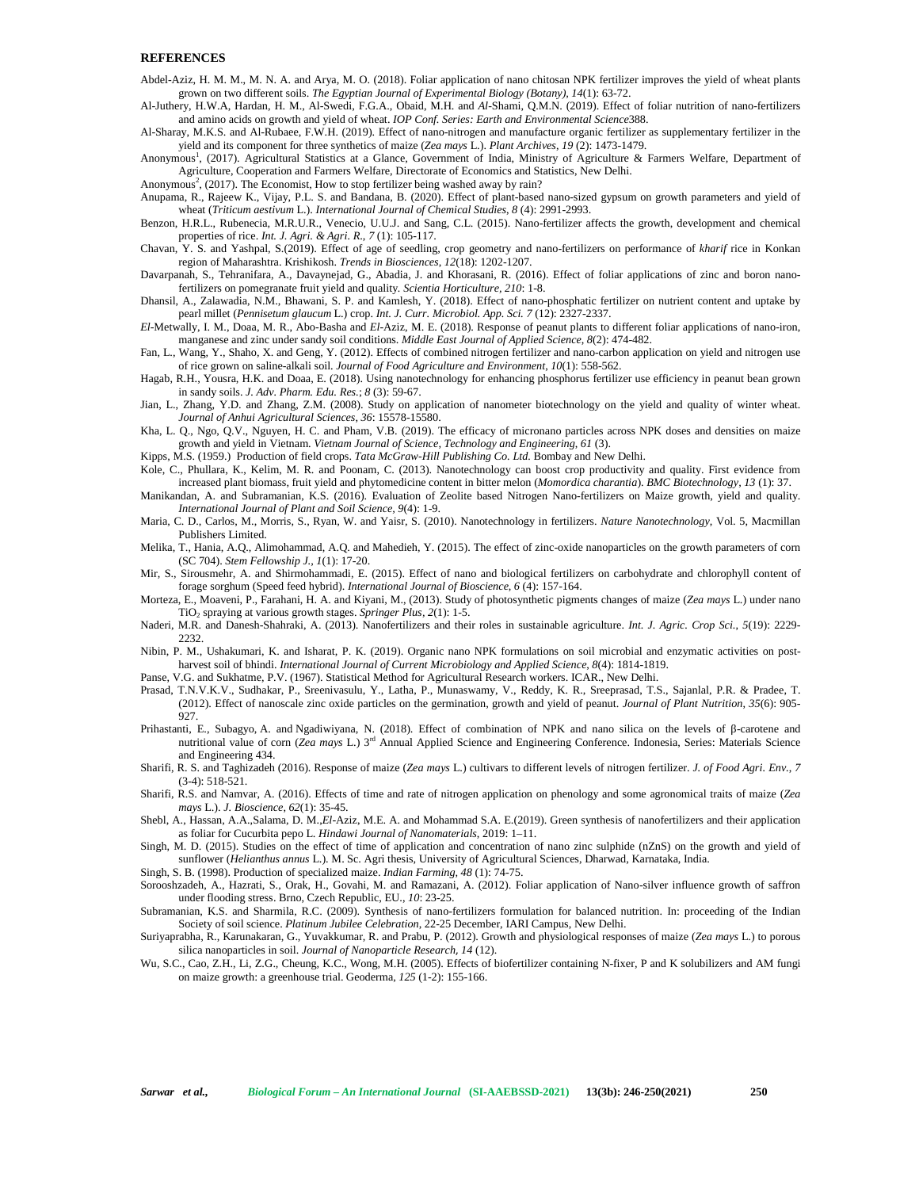## REFERENCES

Abdel-Aziz, H. M. M., M. N. A. and Arya, M. O. (2018). Foliar application of nano chitosan NPK fertilizer improves the yield of wheat plants grown on two different soils. *The Egyptian Journal of Experimental Biology (Botany)*, *14*(1): 63-72.

Al-Juthery, H.W.A, Hardan, H. M., Al-Swedi, F.G.A., Obaid, M.H. and *Al*-Shami, Q.M.N. (2019). Effect of foliar nutrition of nano-fertilizers and amino acids on growth and yield of wheat. *IOP Conf. Series: Earth and Environmental Science*388.

Al-Sharay, M.K.S. and Al-Rubaee, F.W.H. (2019). Effect of nano-nitrogen and manufacture organic fertilizer as supplementary fertilizer in the yield and its component for three synthetics of maize (*Zea mays* L.). *Plant Archives*, *19* (2): 1473-1479.

Anonymous[1], (2017). Agricultural Statistics at a Glance, Government of India, Ministry of Agriculture & Farmers Welfare, Department of Agriculture, Cooperation and Farmers Welfare, Directorate of Economics and Statistics, New Delhi.

Anonymous[2], (2017). The Economist, How to stop fertilizer being washed away by rain?

Anupama, R., Rajeew K., Vijay, P.L. S. and Bandana, B. (2020). Effect of plant-based nano-sized gypsum on growth parameters and yield of wheat (*Triticum aestivum* L.). *International Journal of Chemical Studies*, *8* (4): 2991-2993.

Benzon, H.R.L., Rubenecia, M.R.U.R., Venecio, U.U.J. and Sang, C.L. (2015). Nano-fertilizer affects the growth, development and chemical properties of rice. *Int. J. Agri. & Agri. R.*, *7* (1): 105-117.

Chavan, Y. S. and Yashpal, S.(2019). Effect of age of seedling, crop geometry and nano-fertilizers on performance of *kharif* rice in Konkan region of Maharashtra. Krishikosh. *Trends in Biosciences*, *12*(18): 1202-1207.

Davarpanah, S., Tehranifara, A., Davaynejad, G., Abadia, J. and Khorasani, R. (2016). Effect of foliar applications of zinc and boron nano-fertilizers on pomegranate fruit yield and quality. *Scientia Horticulture*, *210*: 1-8.

Dhansil, A., Zalawadia, N.M., Bhawani, S. P. and Kamlesh, Y. (2018). Effect of nano-phosphatic fertilizer on nutrient content and uptake by pearl millet (*Pennisetum glaucum* L.) crop. *Int. J. Curr. Microbiol. App. Sci. 7* (12): 2327-2337.

*El*-Metwally, I. M., Doaa, M. R., Abo-Basha and *El*-Aziz, M. E. (2018). Response of peanut plants to different foliar applications of nano-iron, manganese and zinc under sandy soil conditions. *Middle East Journal of Applied Science*, *8*(2): 474-482.

Fan, L., Wang, Y., Shaho, X. and Geng, Y. (2012). Effects of combined nitrogen fertilizer and nano-carbon application on yield and nitrogen use of rice grown on saline-alkali soil. *Journal of Food Agriculture and Environment*, *10*(1): 558-562.

Hagab, R.H., Yousra, H.K. and Doaa, E. (2018). Using nanotechnology for enhancing phosphorus fertilizer use efficiency in peanut bean grown in sandy soils. *J. Adv. Pharm. Edu. Res.*; *8* (3): 59-67.

Jian, L., Zhang, Y.D. and Zhang, Z.M. (2008). Study on application of nanometer biotechnology on the yield and quality of winter wheat. *Journal of Anhui Agricultural Sciences*, *36*: 15578-15580.

Kha, L. Q., Ngo, Q.V., Nguyen, H. C. and Pham, V.B. (2019). The efficacy of micronano particles across NPK doses and densities on maize growth and yield in Vietnam. *Vietnam Journal of Science, Technology and Engineering*, *61* (3).

Kipps, M.S. (1959.) Production of field crops. *Tata McGraw-Hill Publishing Co. Ltd.* Bombay and New Delhi.

Kole, C., Phullara, K., Kelim, M. R. and Poonam, C. (2013). Nanotechnology can boost crop productivity and quality. First evidence from increased plant biomass, fruit yield and phytomedicine content in bitter melon (*Momordica charantia*). *BMC Biotechnology*, *13* (1): 37.

Manikandan, A. and Subramanian, K.S. (2016). Evaluation of Zeolite based Nitrogen Nano-fertilizers on Maize growth, yield and quality. *International Journal of Plant and Soil Science*, *9*(4): 1-9.

Maria, C. D., Carlos, M., Morris, S., Ryan, W. and Yaisr, S. (2010). Nanotechnology in fertilizers. *Nature Nanotechnology*, Vol. 5, Macmillan Publishers Limited.

Melika, T., Hania, A.Q., Alimohammad, A.Q. and Mahedieh, Y. (2015). The effect of zinc-oxide nanoparticles on the growth parameters of corn (SC 704). *Stem Fellowship J.*, *1*(1): 17-20.

Mir, S., Sirousmehr, A. and Shirmohammadi, E. (2015). Effect of nano and biological fertilizers on carbohydrate and chlorophyll content of forage sorghum (Speed feed hybrid). *International Journal of Bioscience*, *6* (4): 157-164.

Morteza, E., Moaveni, P., Farahani, H. A. and Kiyani, M., (2013). Study of photosynthetic pigments changes of maize (*Zea mays* L.) under nano $TiO_2$ spraying at various growth stages. *Springer Plus*, *2*(1): 1-5.

Naderi, M.R. and Danesh-Shahraki, A. (2013). Nanofertilizers and their roles in sustainable agriculture. *Int. J. Agric. Crop Sci.*, *5*(19): 2229-2232.

Nibin, P. M., Ushakumari, K. and Isharat, P. K. (2019). Organic nano NPK formulations on soil microbial and enzymatic activities on post-harvest soil of bhindi. *International Journal of Current Microbiology and Applied Science*, *8*(4): 1814-1819.

Panse, V.G. and Sukhatme, P.V. (1967). Statistical Method for Agricultural Research workers. ICAR., New Delhi.

Prasad, T.N.V.K.V., Sudhakar, P., Sreenivasulu, Y., Latha, P., Munaswamy, V., Reddy, K. R., Sreeprasad, T.S., Sajanlal, P.R. & Pradee, T. (2012). Effect of nanoscale zinc oxide particles on the germination, growth and yield of peanut. *Journal of Plant Nutrition*, *35*(6): 905-927.

Prihastanti, E., Subagyo, A. and Ngadiwiyana, N. (2018). Effect of combination of NPK and nano silica on the levels of β-carotene and nutritional value of corn (*Zea mays* L.) 3rd Annual Applied Science and Engineering Conference. Indonesia, Series: Materials Science and Engineering 434.

Sharifi, R. S. and Taghizadeh (2016). Response of maize (*Zea mays* L.) cultivars to different levels of nitrogen fertilizer. *J. of Food Agri. Env.*, *7* (3-4): 518-521.

Sharifi, R.S. and Namvar, A. (2016). Effects of time and rate of nitrogen application on phenology and some agronomical traits of maize (*Zea mays* L.). *J. Bioscience*, *62*(1): 35-45.

Shebl, A., Hassan, A.A.,Salama, D. M.,*El*-Aziz, M.E. A. and Mohammad S.A. E.(2019). Green synthesis of nanofertilizers and their application as foliar for Cucurbita pepo L. *Hindawi Journal of Nanomaterials*, 2019: 1–11.

Singh, M. D. (2015). Studies on the effect of time of application and concentration of nano zinc sulphide (nZnS) on the growth and yield of sunflower (*Helianthus annus* L.). M. Sc. Agri thesis, University of Agricultural Sciences, Dharwad, Karnataka, India.

Singh, S. B. (1998). Production of specialized maize. *Indian Farming*, *48* (1): 74-75.

Sorooshzadeh, A., Hazrati, S., Orak, H., Govahi, M. and Ramazani, A. (2012). Foliar application of Nano-silver influence growth of saffron under flooding stress. Brno, Czech Republic, EU., *10*: 23-25.

Subramanian, K.S. and Sharmila, R.C. (2009). Synthesis of nano-fertilizers formulation for balanced nutrition. In: proceeding of the Indian Society of soil science. *Platinum Jubilee Celebration*, 22-25 December, IARI Campus, New Delhi.

Suriyaprabha, R., Karunakaran, G., Yuvakkumar, R. and Prabu, P. (2012). Growth and physiological responses of maize (*Zea mays* L.) to porous silica nanoparticles in soil. *Journal of Nanoparticle Research*, *14* (12).

Wu, S.C., Cao, Z.H., Li, Z.G., Cheung, K.C., Wong, M.H. (2005). Effects of biofertilizer containing N-fixer, P and K solubilizers and AM fungi on maize growth: a greenhouse trial. Geoderma, *125* (1-2): 155-166.